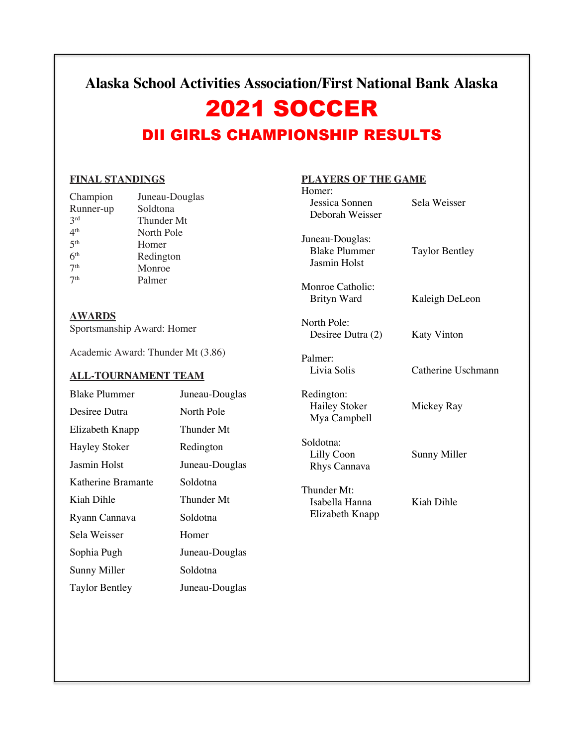# Alaska School Activities Association/First National Bank Alaska

# 2021 SOCCER

## DII GIRLS CHAMPIONSHIP RESULTS

### FINAL STANDINGS

| | |
|---|---|
| Champion | Juneau-Douglas |
| Runner-up | Soldtona |
| 3rd | Thunder Mt |
| 4th | North Pole |
| 5th | Homer |
| 6th | Redington |
| 7th | Monroe |
| 7th | Palmer |

### AWARDS

Sportsmanship Award: Homer

Academic Award: Thunder Mt (3.86)

### ALL-TOURNAMENT TEAM

| | |
|---|---|
| Blake Plummer | Juneau-Douglas |
| Desiree Dutra | North Pole |
| Elizabeth Knapp | Thunder Mt |
| Hayley Stoker | Redington |
| Jasmin Holst | Juneau-Douglas |
| Katherine Bramante | Soldotna |
| Kiah Dihle | Thunder Mt |
| Ryann Cannava | Soldotna |
| Sela Weisser | Homer |
| Sophia Pugh | Juneau-Douglas |
| Sunny Miller | Soldotna |
| Taylor Bentley | Juneau-Douglas |

### PLAYERS OF THE GAME

Homer:
- Jessica Sonnen
- Deborah Weisser
- Sela Weisser

Juneau-Douglas:
- Blake Plummer
- Jasmin Holst
- Taylor Bentley

Monroe Catholic:
- Brityn Ward
- Kaleigh DeLeon

North Pole:
- Desiree Dutra (2)
- Katy Vinton

Palmer:
- Livia Solis
- Catherine Uschmann

Redington:
- Hailey Stoker
- Mya Campbell
- Mickey Ray

Soldotna:
- Lilly Coon
- Rhys Cannava
- Sunny Miller

Thunder Mt:
- Isabella Hanna
- Elizabeth Knapp
- Kiah Dihle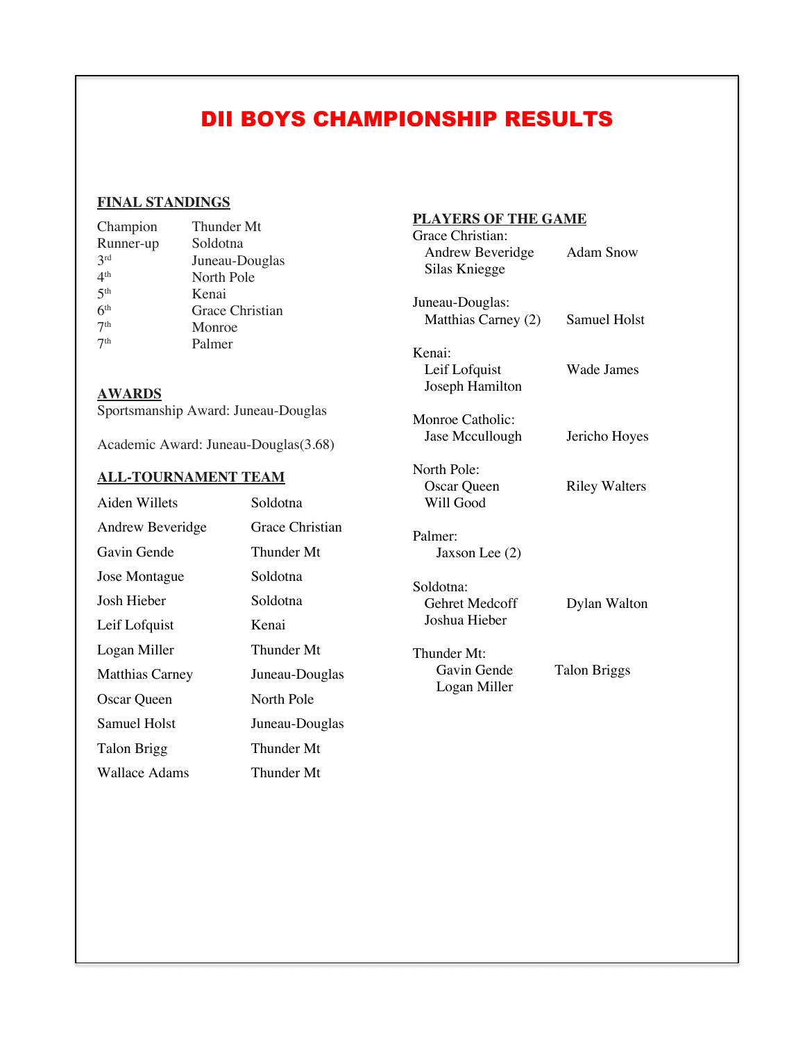# DII BOYS CHAMPIONSHIP RESULTS

## FINAL STANDINGS

| | |
|---|---|
| Champion | Thunder Mt |
| Runner-up | Soldotna |
| 3rd | Juneau-Douglas |
| 4th | North Pole |
| 5th | Kenai |
| 6th | Grace Christian |
| 7th | Monroe |
| 7th | Palmer |

## AWARDS

Sportsmanship Award: Juneau-Douglas

Academic Award: Juneau-Douglas(3.68)

## ALL-TOURNAMENT TEAM

| | |
|---|---|
| Aiden Willets | Soldotna |
| Andrew Beveridge | Grace Christian |
| Gavin Gende | Thunder Mt |
| Jose Montague | Soldotna |
| Josh Hieber | Soldotna |
| Leif Lofquist | Kenai |
| Logan Miller | Thunder Mt |
| Matthias Carney | Juneau-Douglas |
| Oscar Queen | North Pole |
| Samuel Holst | Juneau-Douglas |
| Talon Brigg | Thunder Mt |
| Wallace Adams | Thunder Mt |

## PLAYERS OF THE GAME

Grace Christian:
- Andrew Beveridge
- Adam Snow
- Silas Kniegge

Juneau-Douglas:
- Matthias Carney (2)
- Samuel Holst

Kenai:
- Leif Lofquist
- Wade James
- Joseph Hamilton

Monroe Catholic:
- Jase Mccullough
- Jericho Hoyes

North Pole:
- Oscar Queen
- Riley Walters
- Will Good

Palmer:
- Jaxson Lee (2)

Soldotna:
- Gehret Medcoff
- Dylan Walton
- Joshua Hieber

Thunder Mt:
- Gavin Gende
- Talon Briggs
- Logan Miller